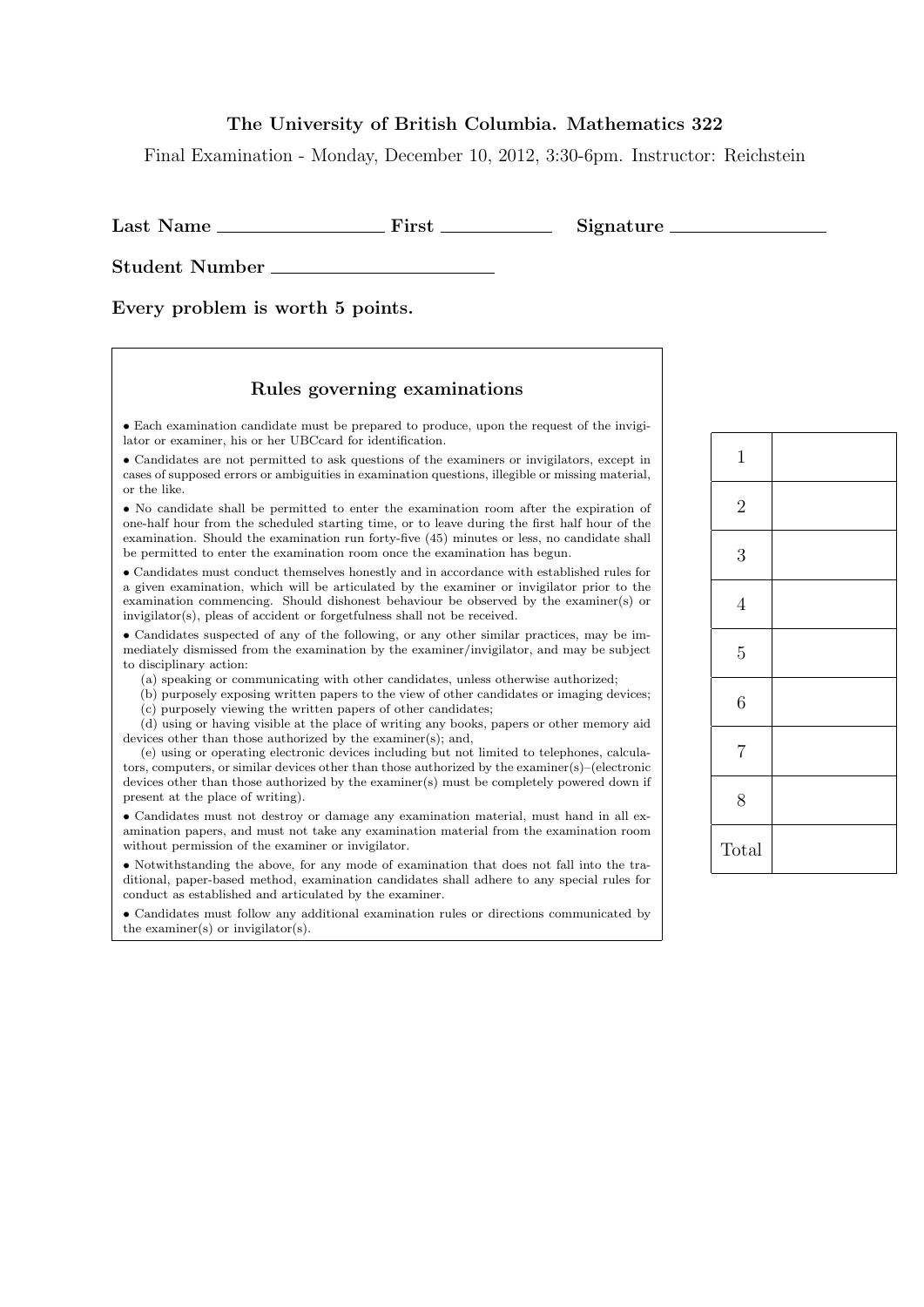**The University of British Columbia. Mathematics 322**

Final Examination - Monday, December 10, 2012, 3:30-6pm. Instructor: Reichstein

**Last Name** ________________ **First** __________ **Signature** ______________

**Student Number** ______________________

**Every problem is worth 5 points.**

### Rules governing examinations

- Each examination candidate must be prepared to produce, upon the request of the invigilator or examiner, his or her UBCcard for identification.
- Candidates are not permitted to ask questions of the examiners or invigilators, except in cases of supposed errors or ambiguities in examination questions, illegible or missing material, or the like.
- No candidate shall be permitted to enter the examination room after the expiration of one-half hour from the scheduled starting time, or to leave during the first half hour of the examination. Should the examination run forty-five (45) minutes or less, no candidate shall be permitted to enter the examination room once the examination has begun.
- Candidates must conduct themselves honestly and in accordance with established rules for a given examination, which will be articulated by the examiner or invigilator prior to the examination commencing. Should dishonest behaviour be observed by the examiner(s) or invigilator(s), pleas of accident or forgetfulness shall not be received.
- Candidates suspected of any of the following, or any other similar practices, may be immediately dismissed from the examination by the examiner/invigilator, and may be subject to disciplinary action:
  - (a) speaking or communicating with other candidates, unless otherwise authorized;
  - (b) purposely exposing written papers to the view of other candidates or imaging devices;
  - (c) purposely viewing the written papers of other candidates;
  - (d) using or having visible at the place of writing any books, papers or other memory aid devices other than those authorized by the examiner(s); and,
  - (e) using or operating electronic devices including but not limited to telephones, calculators, computers, or similar devices other than those authorized by the examiner(s)–(electronic devices other than those authorized by the examiner(s) must be completely powered down if present at the place of writing).
- Candidates must not destroy or damage any examination material, must hand in all examination papers, and must not take any examination material from the examination room without permission of the examiner or invigilator.
- Notwithstanding the above, for any mode of examination that does not fall into the traditional, paper-based method, examination candidates shall adhere to any special rules for conduct as established and articulated by the examiner.
- Candidates must follow any additional examination rules or directions communicated by the examiner(s) or invigilator(s).

| | |
|---|---|
| 1 | |
| 2 | |
| 3 | |
| 4 | |
| 5 | |
| 6 | |
| 7 | |
| 8 | |
| Total | |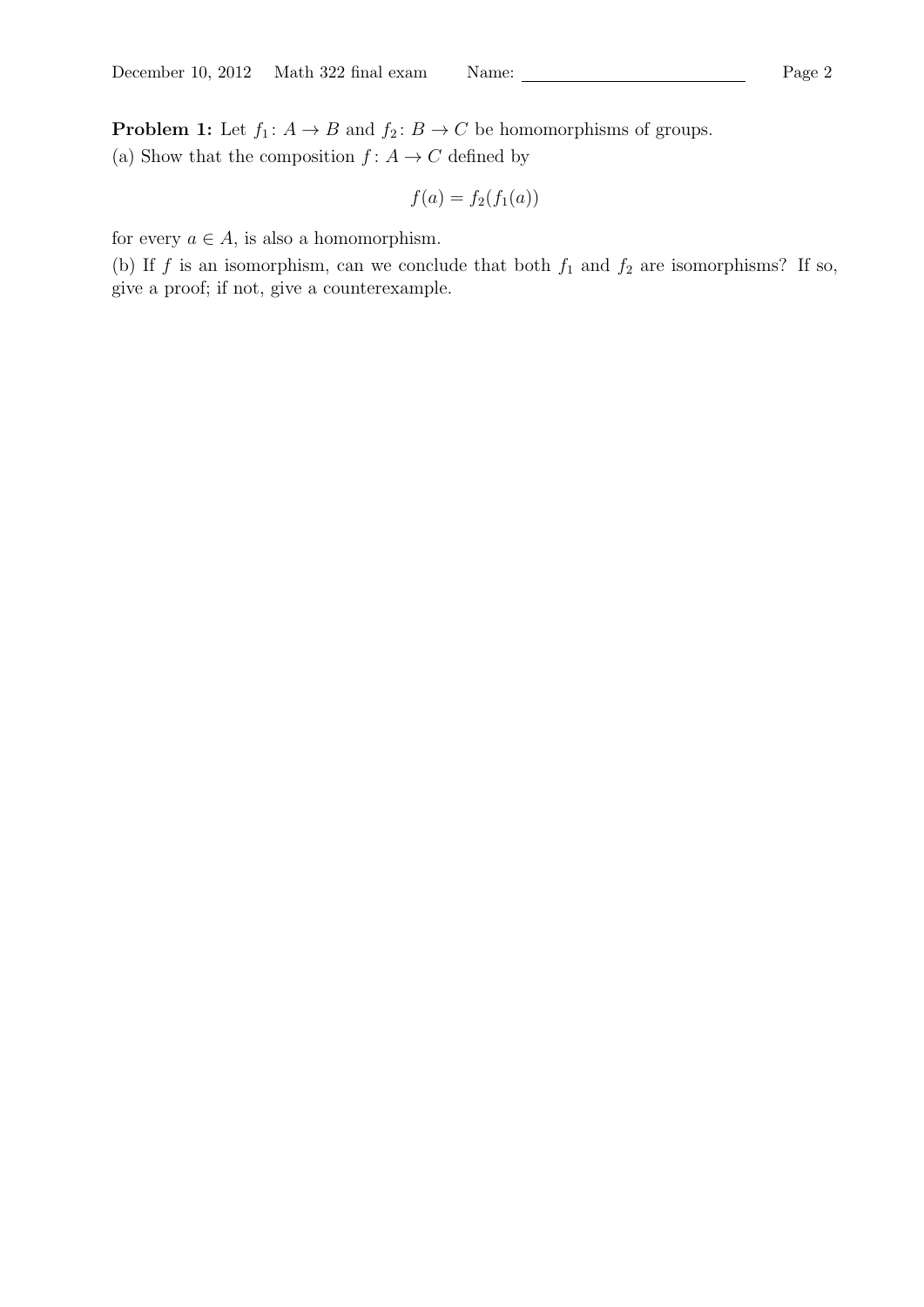**Problem 1:** Let $f_1 \colon A \to B$ and $f_2 \colon B \to C$ be homomorphisms of groups.

(a) Show that the composition $f \colon A \to C$ defined by

$$f(a) = f_2(f_1(a))$$

for every $a \in A$, is also a homomorphism.

(b) If $f$ is an isomorphism, can we conclude that both $f_1$ and $f_2$ are isomorphisms? If so, give a proof; if not, give a counterexample.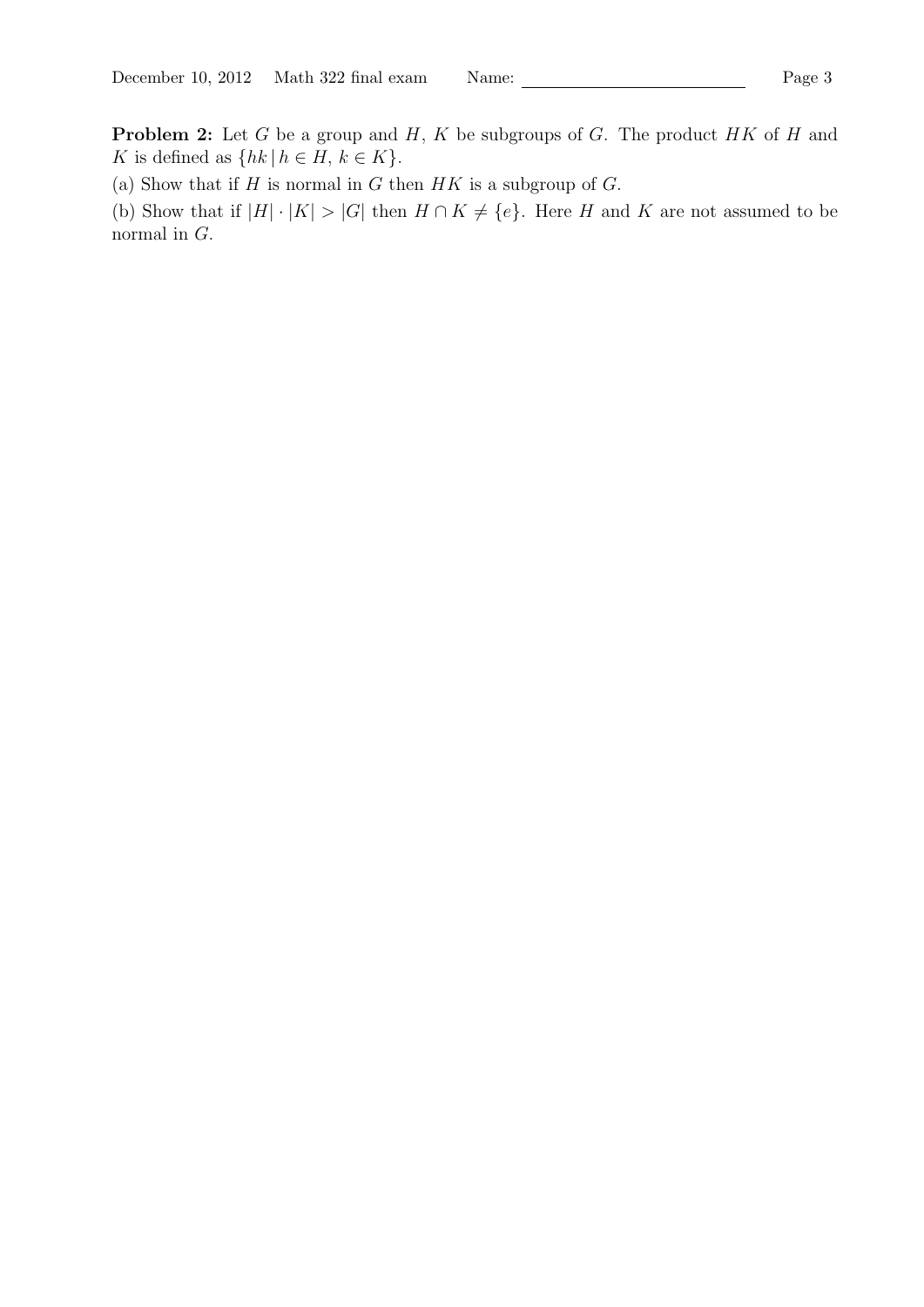**Problem 2:** Let $G$ be a group and $H$, $K$ be subgroups of $G$. The product $HK$ of $H$ and $K$ is defined as $\{hk \,|\, h \in H,\, k \in K\}$.

(a) Show that if $H$ is normal in $G$ then $HK$ is a subgroup of $G$.

(b) Show that if $|H| \cdot |K| > |G|$ then $H \cap K \neq \{e\}$. Here $H$ and $K$ are not assumed to be normal in $G$.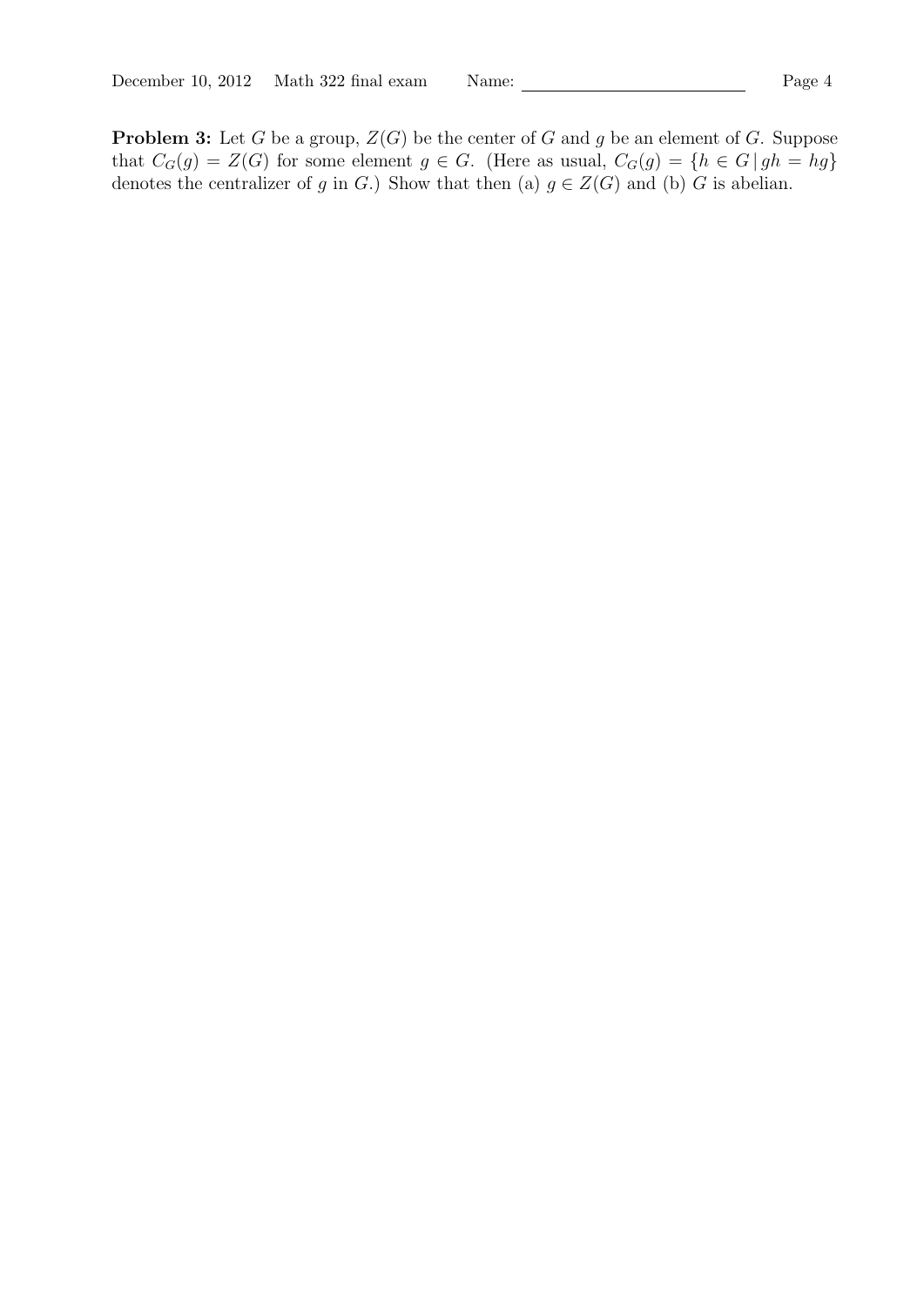**Problem 3:** Let $G$ be a group, $Z(G)$ be the center of $G$ and $g$ be an element of $G$. Suppose that $C_G(g) = Z(G)$ for some element $g \in G$. (Here as usual, $C_G(g) = \{h \in G \mid gh = hg\}$ denotes the centralizer of $g$ in $G$.) Show that then (a) $g \in Z(G)$ and (b) $G$ is abelian.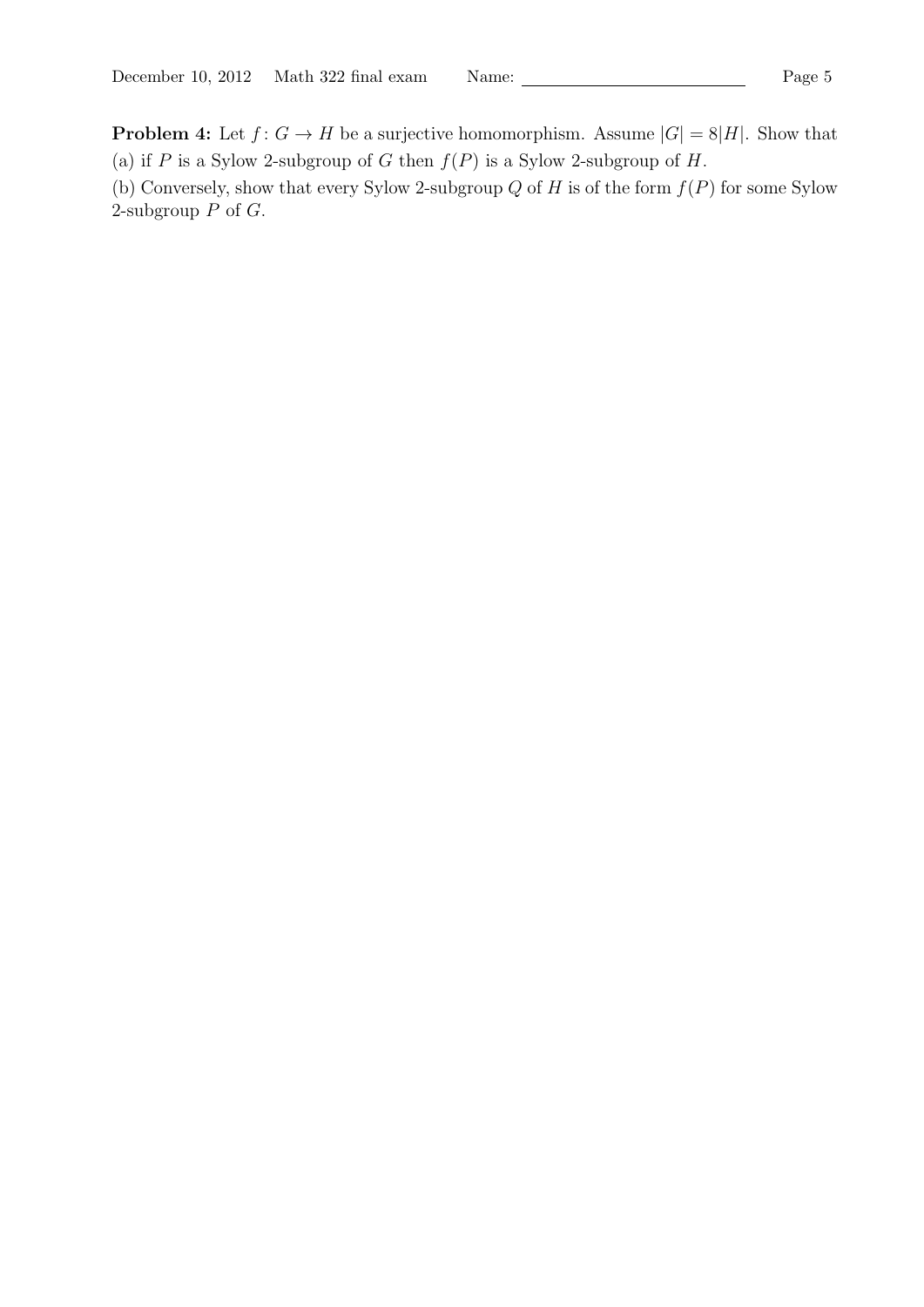**Problem 4:** Let $f: G \to H$ be a surjective homomorphism. Assume $|G| = 8|H|$. Show that

(a) if $P$ is a Sylow 2-subgroup of $G$ then $f(P)$ is a Sylow 2-subgroup of $H$.

(b) Conversely, show that every Sylow 2-subgroup $Q$ of $H$ is of the form $f(P)$ for some Sylow 2-subgroup $P$ of $G$.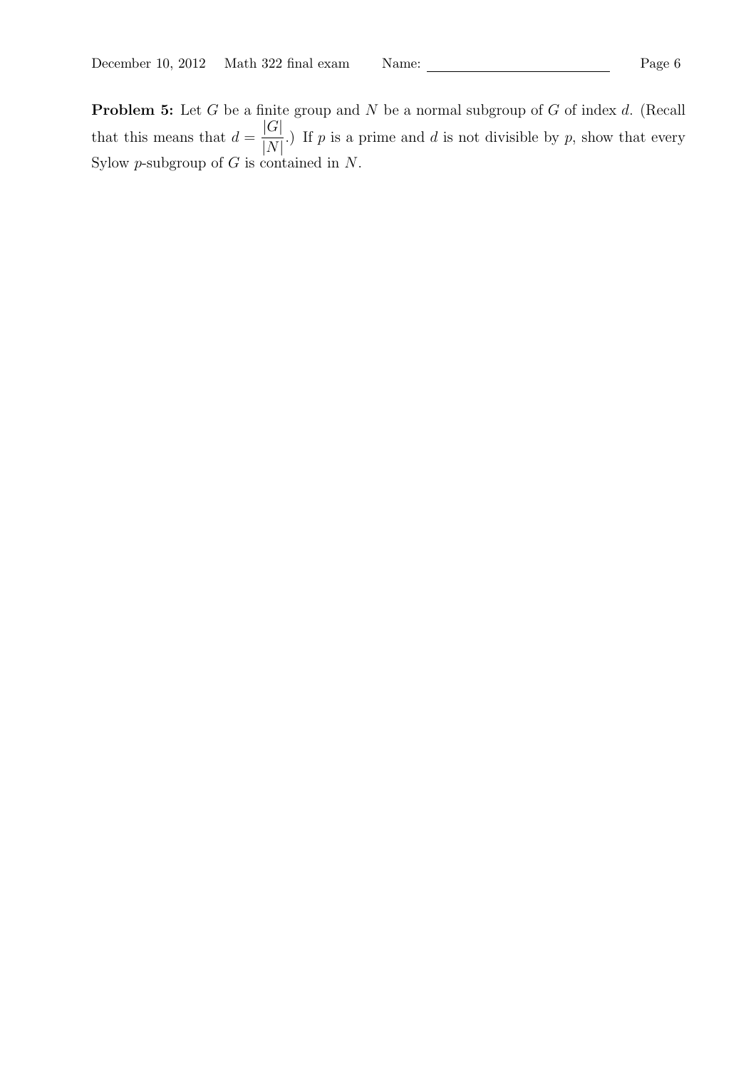**Problem 5:** Let $G$ be a finite group and $N$ be a normal subgroup of $G$ of index $d$. (Recall that this means that $d = \frac{|G|}{|N|}$.) If $p$ is a prime and $d$ is not divisible by $p$, show that every Sylow $p$-subgroup of $G$ is contained in $N$.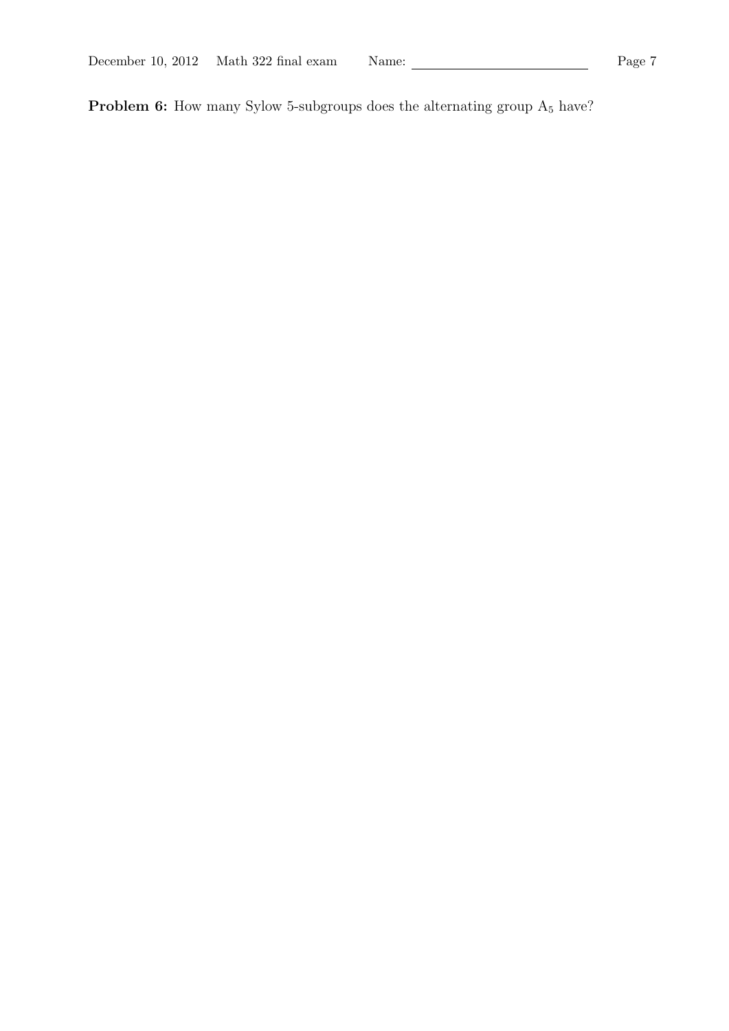**Problem 6:** How many Sylow 5-subgroups does the alternating group $A_5$ have?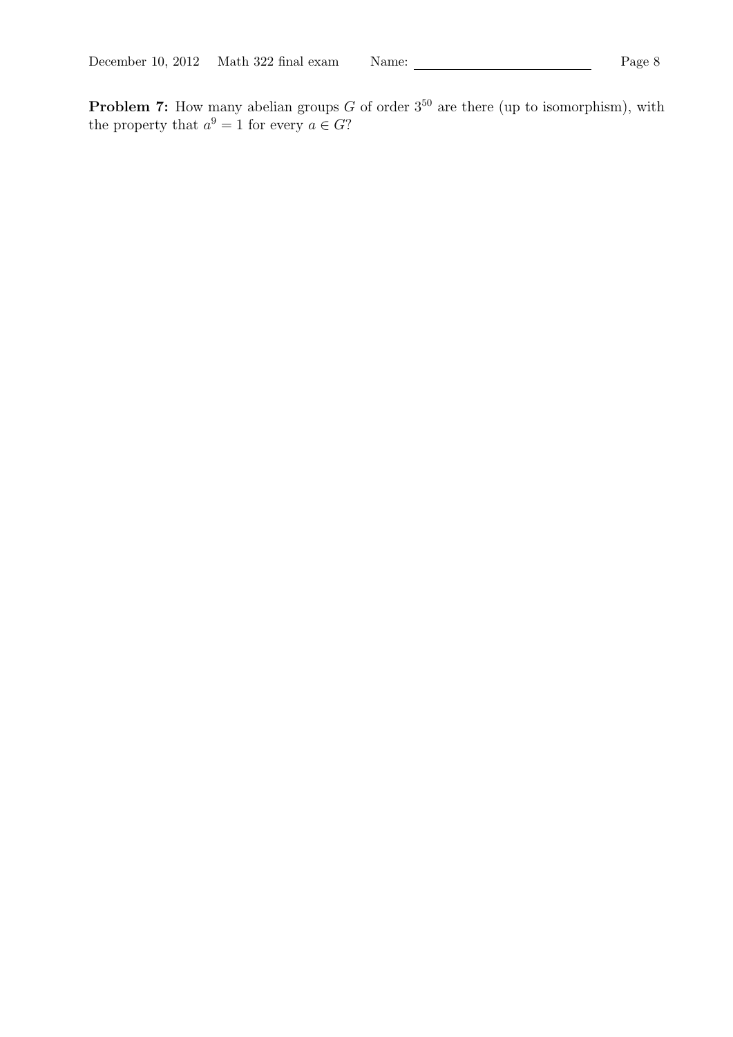**Problem 7:** How many abelian groups $G$ of order $3^{50}$ are there (up to isomorphism), with the property that $a^9 = 1$ for every $a \in G$?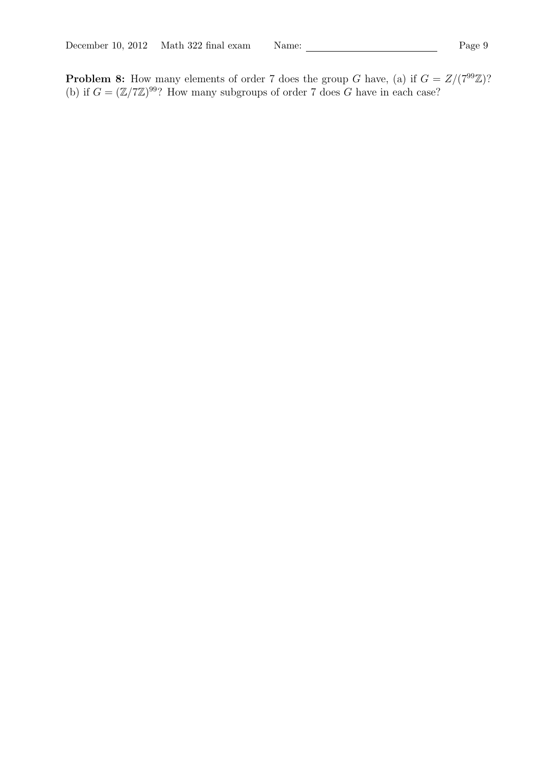**Problem 8:** How many elements of order 7 does the group $G$ have, (a) if $G = Z/(7^{99}\mathbb{Z})$? (b) if $G = (\mathbb{Z}/7\mathbb{Z})^{99}$? How many subgroups of order 7 does $G$ have in each case?